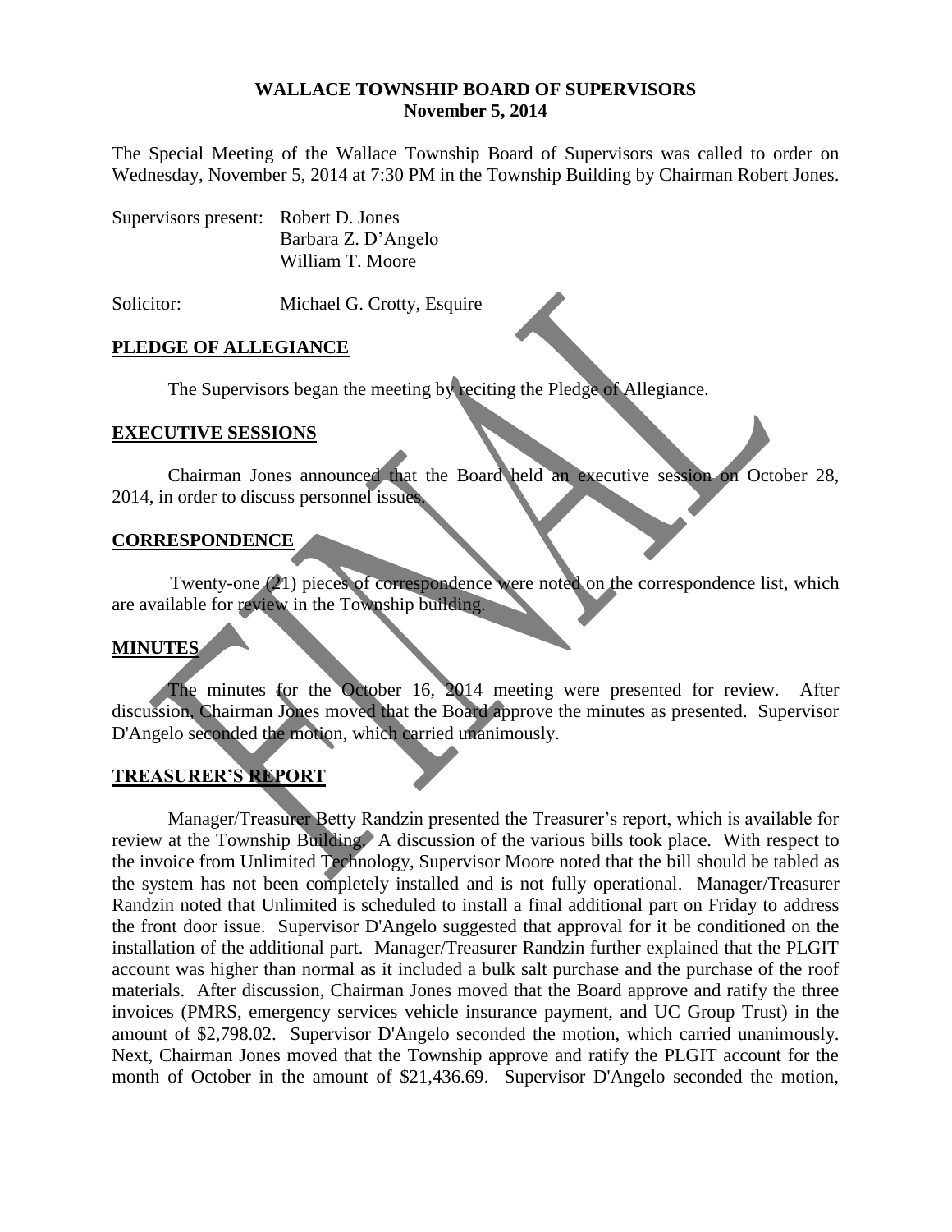# WALLACE TOWNSHIP BOARD OF SUPERVISORS
## November 5, 2014

The Special Meeting of the Wallace Township Board of Supervisors was called to order on Wednesday, November 5, 2014 at 7:30 PM in the Township Building by Chairman Robert Jones.

Supervisors present: Robert D. Jones
Barbara Z. D'Angelo
William T. Moore

Solicitor: Michael G. Crotty, Esquire

## PLEDGE OF ALLEGIANCE

The Supervisors began the meeting by reciting the Pledge of Allegiance.

## EXECUTIVE SESSIONS

Chairman Jones announced that the Board held an executive session on October 28, 2014, in order to discuss personnel issues.

## CORRESPONDENCE

Twenty-one (21) pieces of correspondence were noted on the correspondence list, which are available for review in the Township building.

## MINUTES

The minutes for the October 16, 2014 meeting were presented for review. After discussion, Chairman Jones moved that the Board approve the minutes as presented. Supervisor D'Angelo seconded the motion, which carried unanimously.

## TREASURER'S REPORT

Manager/Treasurer Betty Randzin presented the Treasurer's report, which is available for review at the Township Building. A discussion of the various bills took place. With respect to the invoice from Unlimited Technology, Supervisor Moore noted that the bill should be tabled as the system has not been completely installed and is not fully operational. Manager/Treasurer Randzin noted that Unlimited is scheduled to install a final additional part on Friday to address the front door issue. Supervisor D'Angelo suggested that approval for it be conditioned on the installation of the additional part. Manager/Treasurer Randzin further explained that the PLGIT account was higher than normal as it included a bulk salt purchase and the purchase of the roof materials. After discussion, Chairman Jones moved that the Board approve and ratify the three invoices (PMRS, emergency services vehicle insurance payment, and UC Group Trust) in the amount of $2,798.02. Supervisor D'Angelo seconded the motion, which carried unanimously. Next, Chairman Jones moved that the Township approve and ratify the PLGIT account for the month of October in the amount of $21,436.69. Supervisor D'Angelo seconded the motion,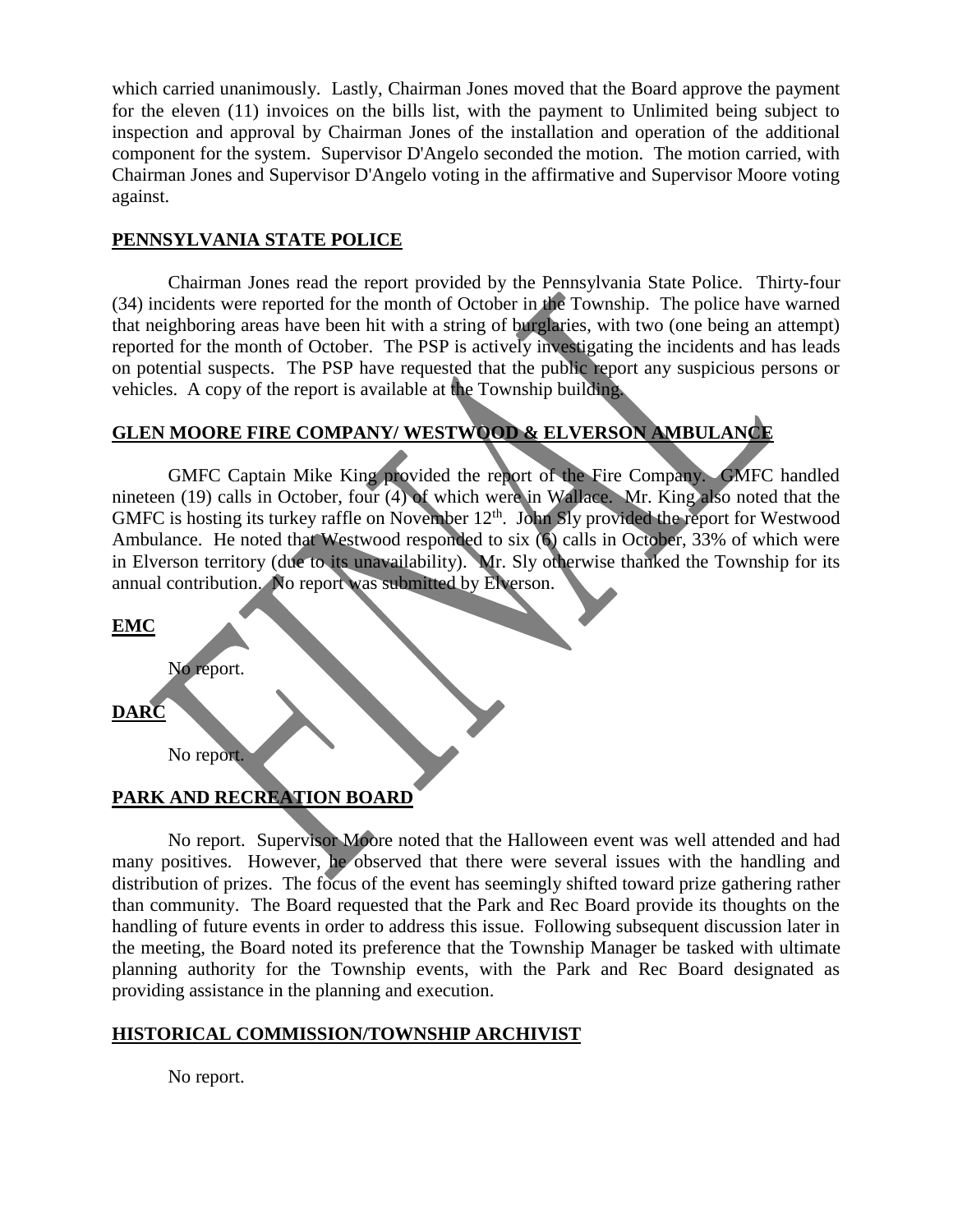which carried unanimously. Lastly, Chairman Jones moved that the Board approve the payment for the eleven (11) invoices on the bills list, with the payment to Unlimited being subject to inspection and approval by Chairman Jones of the installation and operation of the additional component for the system. Supervisor D'Angelo seconded the motion. The motion carried, with Chairman Jones and Supervisor D'Angelo voting in the affirmative and Supervisor Moore voting against.

## PENNSYLVANIA STATE POLICE

Chairman Jones read the report provided by the Pennsylvania State Police. Thirty-four (34) incidents were reported for the month of October in the Township. The police have warned that neighboring areas have been hit with a string of burglaries, with two (one being an attempt) reported for the month of October. The PSP is actively investigating the incidents and has leads on potential suspects. The PSP have requested that the public report any suspicious persons or vehicles. A copy of the report is available at the Township building.

## GLEN MOORE FIRE COMPANY/ WESTWOOD & ELVERSON AMBULANCE

GMFC Captain Mike King provided the report of the Fire Company. GMFC handled nineteen (19) calls in October, four (4) of which were in Wallace. Mr. King also noted that the GMFC is hosting its turkey raffle on November 12th. John Sly provided the report for Westwood Ambulance. He noted that Westwood responded to six (6) calls in October, 33% of which were in Elverson territory (due to its unavailability). Mr. Sly otherwise thanked the Township for its annual contribution. No report was submitted by Elverson.

## EMC

No report.

## DARC

No report.

## PARK AND RECREATION BOARD

No report. Supervisor Moore noted that the Halloween event was well attended and had many positives. However, he observed that there were several issues with the handling and distribution of prizes. The focus of the event has seemingly shifted toward prize gathering rather than community. The Board requested that the Park and Rec Board provide its thoughts on the handling of future events in order to address this issue. Following subsequent discussion later in the meeting, the Board noted its preference that the Township Manager be tasked with ultimate planning authority for the Township events, with the Park and Rec Board designated as providing assistance in the planning and execution.

## HISTORICAL COMMISSION/TOWNSHIP ARCHIVIST

No report.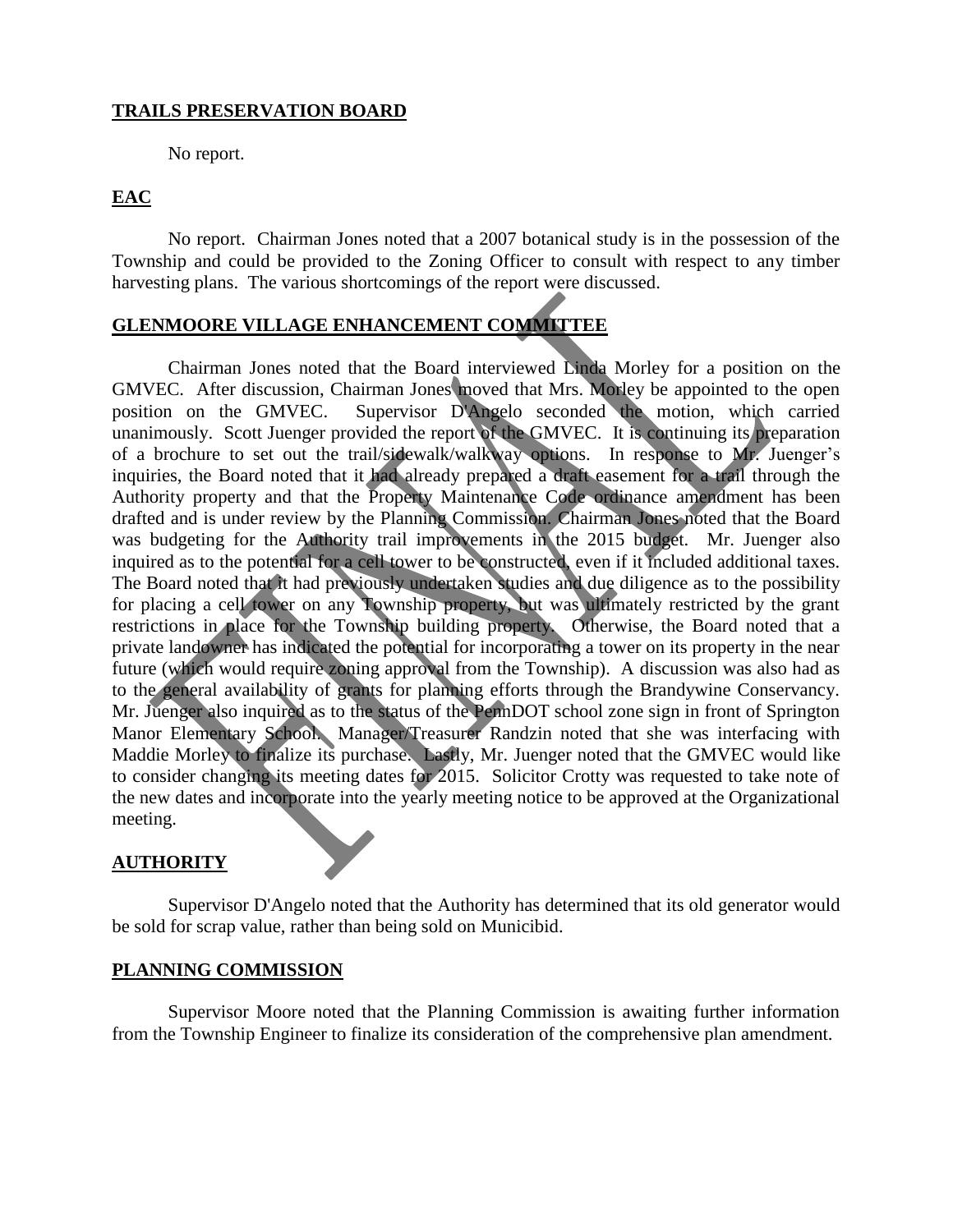## TRAILS PRESERVATION BOARD

No report.

## EAC

No report. Chairman Jones noted that a 2007 botanical study is in the possession of the Township and could be provided to the Zoning Officer to consult with respect to any timber harvesting plans. The various shortcomings of the report were discussed.

## GLENMOORE VILLAGE ENHANCEMENT COMMITTEE

Chairman Jones noted that the Board interviewed Linda Morley for a position on the GMVEC. After discussion, Chairman Jones moved that Mrs. Morley be appointed to the open position on the GMVEC. Supervisor D'Angelo seconded the motion, which carried unanimously. Scott Juenger provided the report of the GMVEC. It is continuing its preparation of a brochure to set out the trail/sidewalk/walkway options. In response to Mr. Juenger's inquiries, the Board noted that it had already prepared a draft easement for a trail through the Authority property and that the Property Maintenance Code ordinance amendment has been drafted and is under review by the Planning Commission. Chairman Jones noted that the Board was budgeting for the Authority trail improvements in the 2015 budget. Mr. Juenger also inquired as to the potential for a cell tower to be constructed, even if it included additional taxes. The Board noted that it had previously undertaken studies and due diligence as to the possibility for placing a cell tower on any Township property, but was ultimately restricted by the grant restrictions in place for the Township building property. Otherwise, the Board noted that a private landowner has indicated the potential for incorporating a tower on its property in the near future (which would require zoning approval from the Township). A discussion was also had as to the general availability of grants for planning efforts through the Brandywine Conservancy. Mr. Juenger also inquired as to the status of the PennDOT school zone sign in front of Springton Manor Elementary School. Manager/Treasurer Randzin noted that she was interfacing with Maddie Morley to finalize its purchase. Lastly, Mr. Juenger noted that the GMVEC would like to consider changing its meeting dates for 2015. Solicitor Crotty was requested to take note of the new dates and incorporate into the yearly meeting notice to be approved at the Organizational meeting.

## AUTHORITY

Supervisor D'Angelo noted that the Authority has determined that its old generator would be sold for scrap value, rather than being sold on Municibid.

## PLANNING COMMISSION

Supervisor Moore noted that the Planning Commission is awaiting further information from the Township Engineer to finalize its consideration of the comprehensive plan amendment.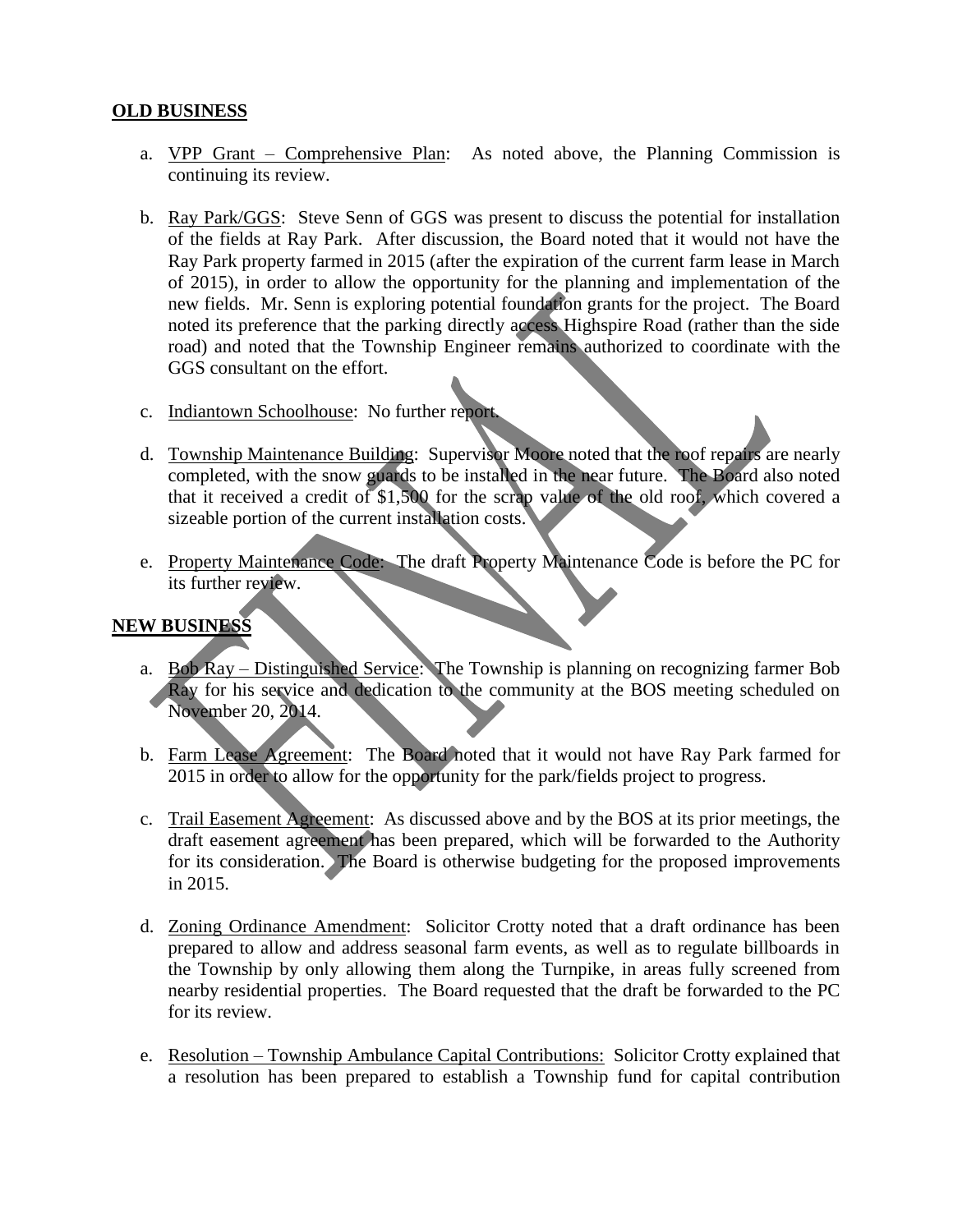## OLD BUSINESS

a. VPP Grant – Comprehensive Plan: As noted above, the Planning Commission is continuing its review.

b. Ray Park/GGS: Steve Senn of GGS was present to discuss the potential for installation of the fields at Ray Park. After discussion, the Board noted that it would not have the Ray Park property farmed in 2015 (after the expiration of the current farm lease in March of 2015), in order to allow the opportunity for the planning and implementation of the new fields. Mr. Senn is exploring potential foundation grants for the project. The Board noted its preference that the parking directly access Highspire Road (rather than the side road) and noted that the Township Engineer remains authorized to coordinate with the GGS consultant on the effort.

c. Indiantown Schoolhouse: No further report.

d. Township Maintenance Building: Supervisor Moore noted that the roof repairs are nearly completed, with the snow guards to be installed in the near future. The Board also noted that it received a credit of $1,500 for the scrap value of the old roof, which covered a sizeable portion of the current installation costs.

e. Property Maintenance Code: The draft Property Maintenance Code is before the PC for its further review.

## NEW BUSINESS

a. Bob Ray – Distinguished Service: The Township is planning on recognizing farmer Bob Ray for his service and dedication to the community at the BOS meeting scheduled on November 20, 2014.

b. Farm Lease Agreement: The Board noted that it would not have Ray Park farmed for 2015 in order to allow for the opportunity for the park/fields project to progress.

c. Trail Easement Agreement: As discussed above and by the BOS at its prior meetings, the draft easement agreement has been prepared, which will be forwarded to the Authority for its consideration. The Board is otherwise budgeting for the proposed improvements in 2015.

d. Zoning Ordinance Amendment: Solicitor Crotty noted that a draft ordinance has been prepared to allow and address seasonal farm events, as well as to regulate billboards in the Township by only allowing them along the Turnpike, in areas fully screened from nearby residential properties. The Board requested that the draft be forwarded to the PC for its review.

e. Resolution – Township Ambulance Capital Contributions: Solicitor Crotty explained that a resolution has been prepared to establish a Township fund for capital contribution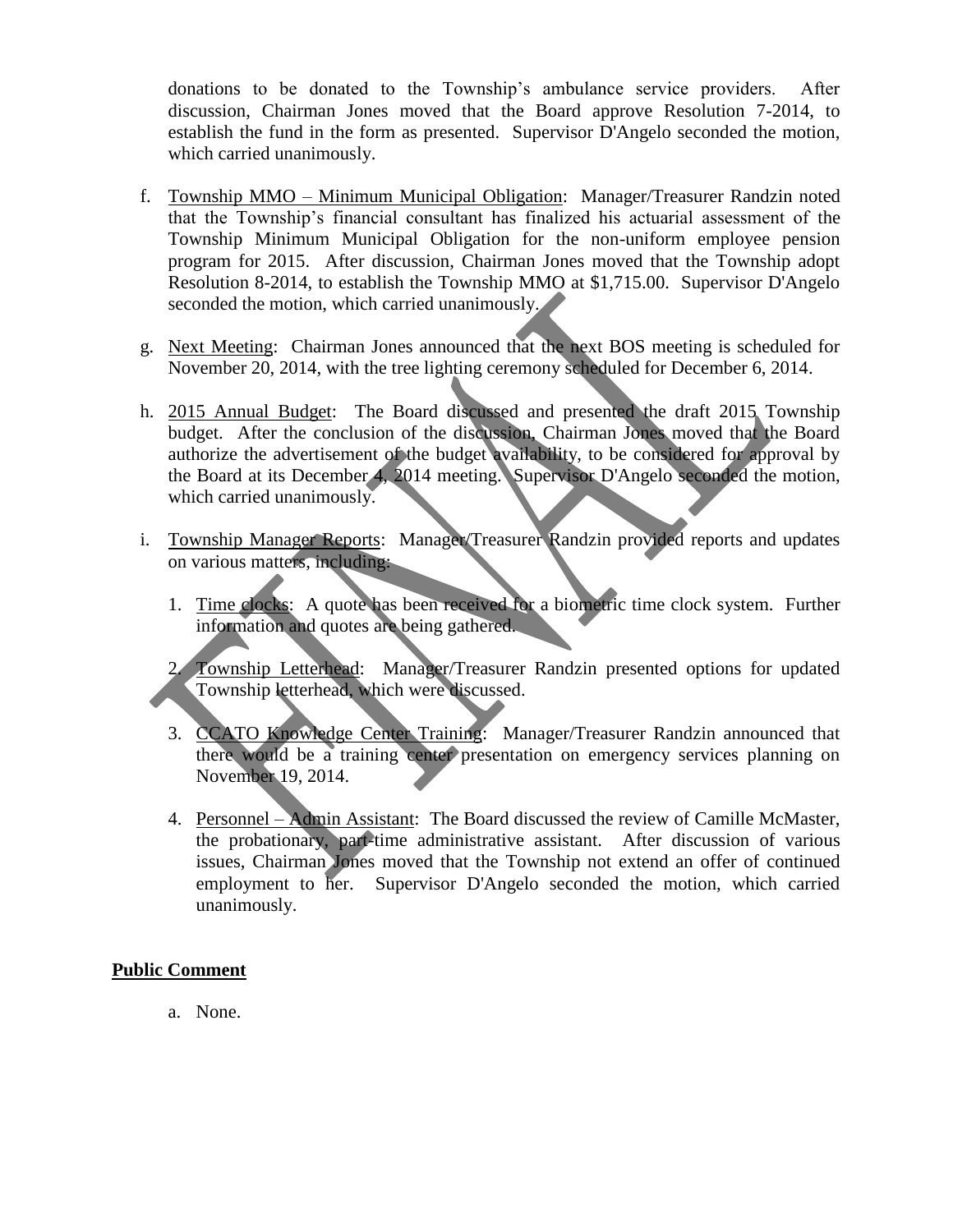donations to be donated to the Township's ambulance service providers. After discussion, Chairman Jones moved that the Board approve Resolution 7-2014, to establish the fund in the form as presented. Supervisor D'Angelo seconded the motion, which carried unanimously.

f. Township MMO – Minimum Municipal Obligation: Manager/Treasurer Randzin noted that the Township's financial consultant has finalized his actuarial assessment of the Township Minimum Municipal Obligation for the non-uniform employee pension program for 2015. After discussion, Chairman Jones moved that the Township adopt Resolution 8-2014, to establish the Township MMO at $1,715.00. Supervisor D'Angelo seconded the motion, which carried unanimously.

g. Next Meeting: Chairman Jones announced that the next BOS meeting is scheduled for November 20, 2014, with the tree lighting ceremony scheduled for December 6, 2014.

h. 2015 Annual Budget: The Board discussed and presented the draft 2015 Township budget. After the conclusion of the discussion, Chairman Jones moved that the Board authorize the advertisement of the budget availability, to be considered for approval by the Board at its December 4, 2014 meeting. Supervisor D'Angelo seconded the motion, which carried unanimously.

i. Township Manager Reports: Manager/Treasurer Randzin provided reports and updates on various matters, including:

   1. Time clocks: A quote has been received for a biometric time clock system. Further information and quotes are being gathered.

   2. Township Letterhead: Manager/Treasurer Randzin presented options for updated Township letterhead, which were discussed.

   3. CCATO Knowledge Center Training: Manager/Treasurer Randzin announced that there would be a training center presentation on emergency services planning on November 19, 2014.

   4. Personnel – Admin Assistant: The Board discussed the review of Camille McMaster, the probationary, part-time administrative assistant. After discussion of various issues, Chairman Jones moved that the Township not extend an offer of continued employment to her. Supervisor D'Angelo seconded the motion, which carried unanimously.

**Public Comment**

a. None.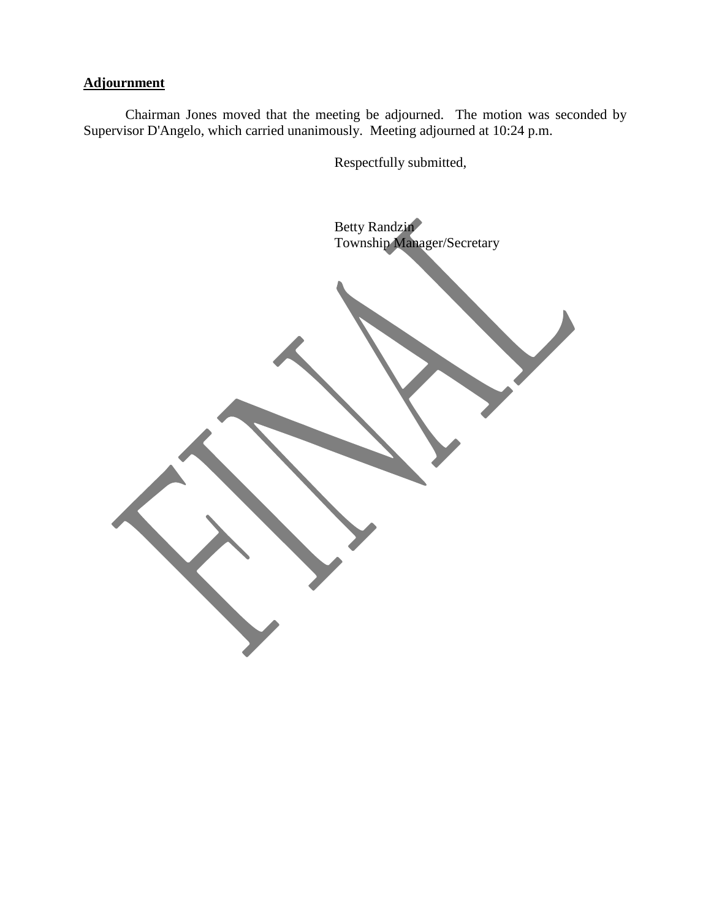## **Adjournment**

Chairman Jones moved that the meeting be adjourned. The motion was seconded by Supervisor D'Angelo, which carried unanimously. Meeting adjourned at 10:24 p.m.

Respectfully submitted,

Betty Randzin
Township Manager/Secretary

FINAL